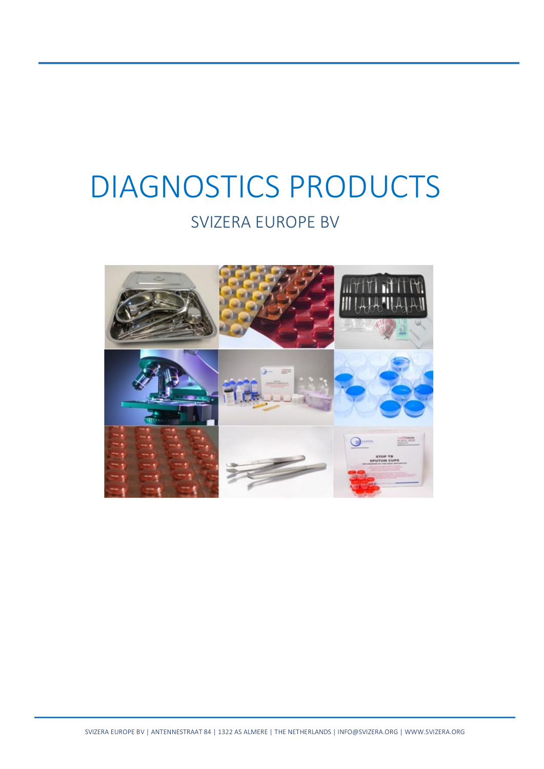# DIAGNOSTICS PRODUCTS

## SVIZERA EUROPE BV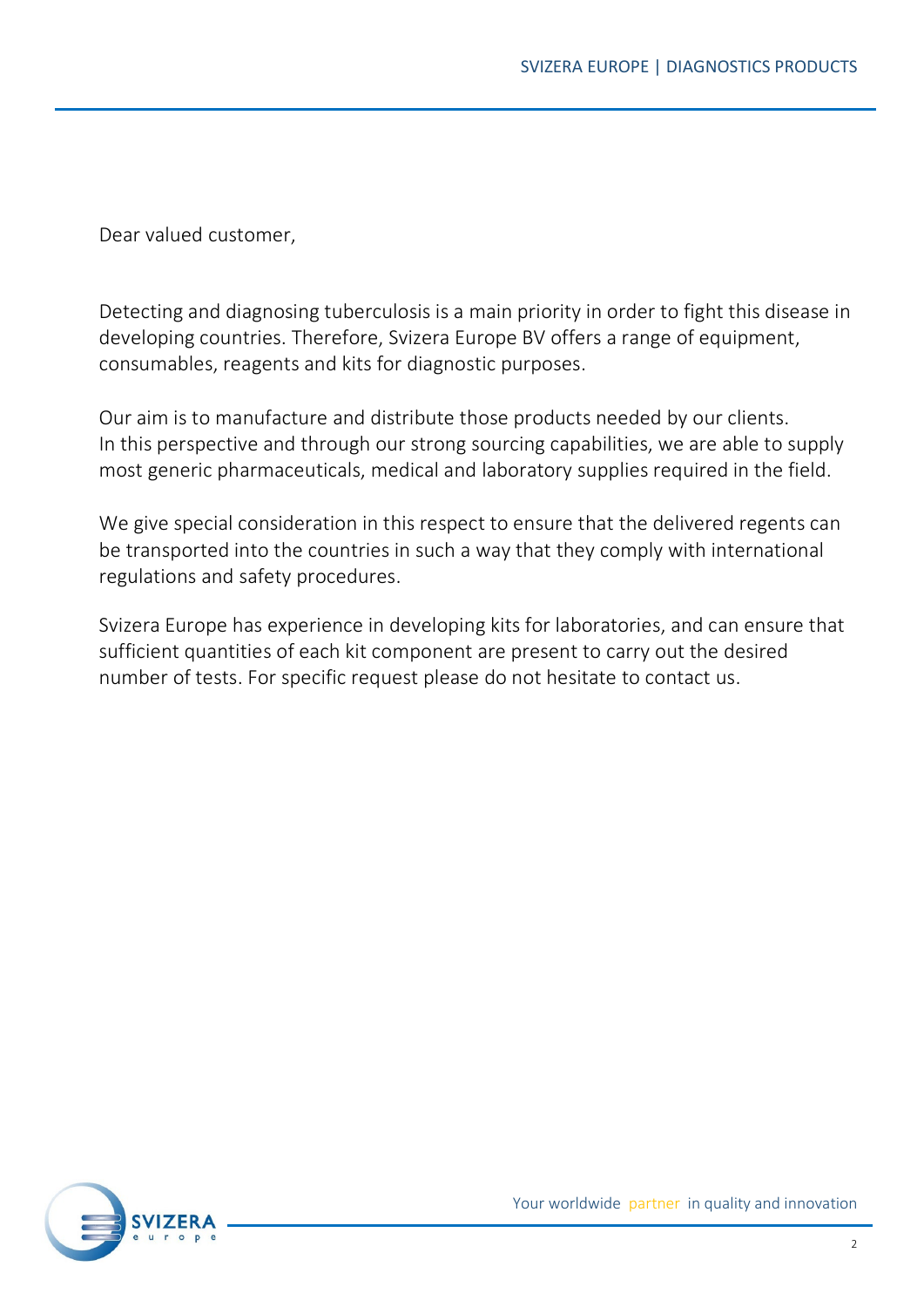Dear valued customer,

Detecting and diagnosing tuberculosis is a main priority in order to fight this disease in developing countries. Therefore, Svizera Europe BV offers a range of equipment, consumables, reagents and kits for diagnostic purposes.

Our aim is to manufacture and distribute those products needed by our clients.
In this perspective and through our strong sourcing capabilities, we are able to supply most generic pharmaceuticals, medical and laboratory supplies required in the field.

We give special consideration in this respect to ensure that the delivered regents can be transported into the countries in such a way that they comply with international regulations and safety procedures.

Svizera Europe has experience in developing kits for laboratories, and can ensure that sufficient quantities of each kit component are present to carry out the desired number of tests. For specific request please do not hesitate to contact us.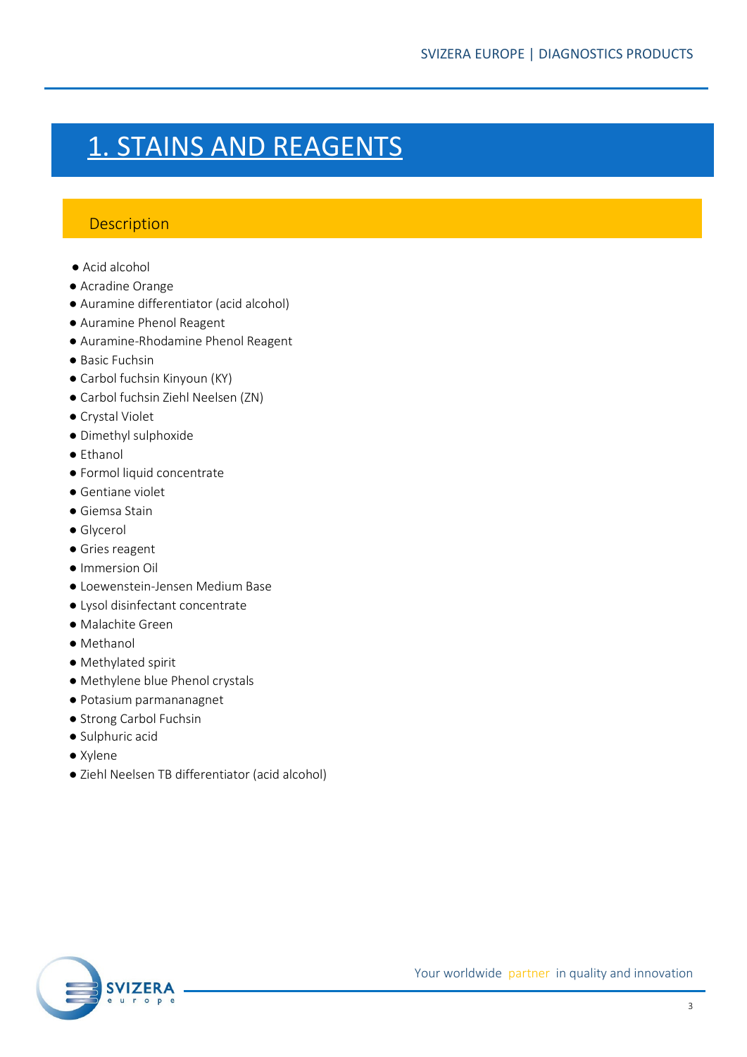# 1. STAINS AND REAGENTS

## Description

- Acid alcohol
- Acradine Orange
- Auramine differentiator (acid alcohol)
- Auramine Phenol Reagent
- Auramine-Rhodamine Phenol Reagent
- Basic Fuchsin
- Carbol fuchsin Kinyoun (KY)
- Carbol fuchsin Ziehl Neelsen (ZN)
- Crystal Violet
- Dimethyl sulphoxide
- Ethanol
- Formol liquid concentrate
- Gentiane violet
- Giemsa Stain
- Glycerol
- Gries reagent
- Immersion Oil
- Loewenstein-Jensen Medium Base
- Lysol disinfectant concentrate
- Malachite Green
- Methanol
- Methylated spirit
- Methylene blue Phenol crystals
- Potasium parmananagnet
- Strong Carbol Fuchsin
- Sulphuric acid
- Xylene
- Ziehl Neelsen TB differentiator (acid alcohol)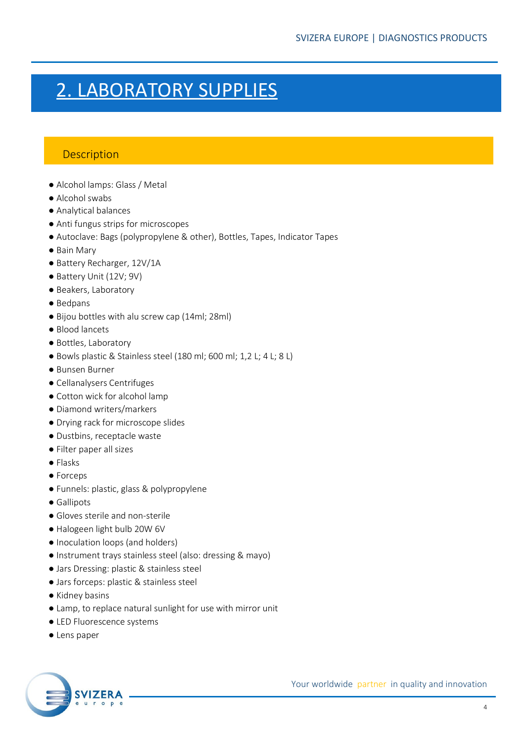# 2. LABORATORY SUPPLIES

## Description

- Alcohol lamps: Glass / Metal
- Alcohol swabs
- Analytical balances
- Anti fungus strips for microscopes
- Autoclave: Bags (polypropylene & other), Bottles, Tapes, Indicator Tapes
- Bain Mary
- Battery Recharger, 12V/1A
- Battery Unit (12V; 9V)
- Beakers, Laboratory
- Bedpans
- Bijou bottles with alu screw cap (14ml; 28ml)
- Blood lancets
- Bottles, Laboratory
- Bowls plastic & Stainless steel (180 ml; 600 ml; 1,2 L; 4 L; 8 L)
- Bunsen Burner
- Cellanalysers Centrifuges
- Cotton wick for alcohol lamp
- Diamond writers/markers
- Drying rack for microscope slides
- Dustbins, receptacle waste
- Filter paper all sizes
- Flasks
- Forceps
- Funnels: plastic, glass & polypropylene
- Gallipots
- Gloves sterile and non-sterile
- Halogeen light bulb 20W 6V
- Inoculation loops (and holders)
- Instrument trays stainless steel (also: dressing & mayo)
- Jars Dressing: plastic & stainless steel
- Jars forceps: plastic & stainless steel
- Kidney basins
- Lamp, to replace natural sunlight for use with mirror unit
- LED Fluorescence systems
- Lens paper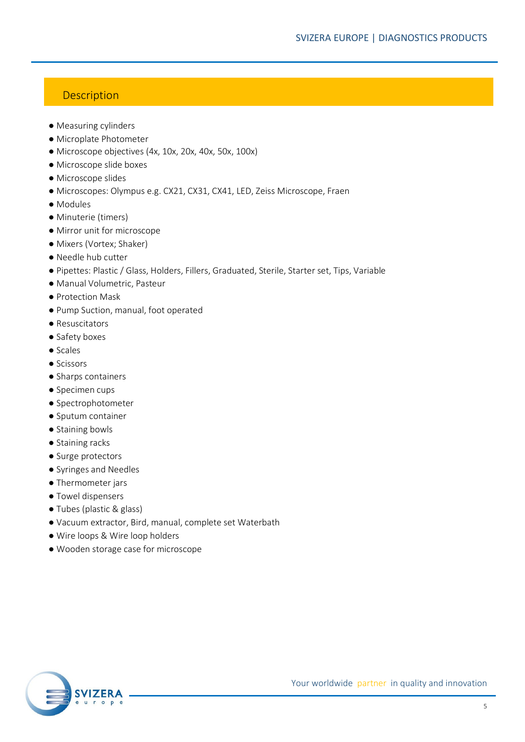## Description

- Measuring cylinders
- Microplate Photometer
- Microscope objectives (4x, 10x, 20x, 40x, 50x, 100x)
- Microscope slide boxes
- Microscope slides
- Microscopes: Olympus e.g. CX21, CX31, CX41, LED, Zeiss Microscope, Fraen
- Modules
- Minuterie (timers)
- Mirror unit for microscope
- Mixers (Vortex; Shaker)
- Needle hub cutter
- Pipettes: Plastic / Glass, Holders, Fillers, Graduated, Sterile, Starter set, Tips, Variable
- Manual Volumetric, Pasteur
- Protection Mask
- Pump Suction, manual, foot operated
- Resuscitators
- Safety boxes
- Scales
- Scissors
- Sharps containers
- Specimen cups
- Spectrophotometer
- Sputum container
- Staining bowls
- Staining racks
- Surge protectors
- Syringes and Needles
- Thermometer jars
- Towel dispensers
- Tubes (plastic & glass)
- Vacuum extractor, Bird, manual, complete set Waterbath
- Wire loops & Wire loop holders
- Wooden storage case for microscope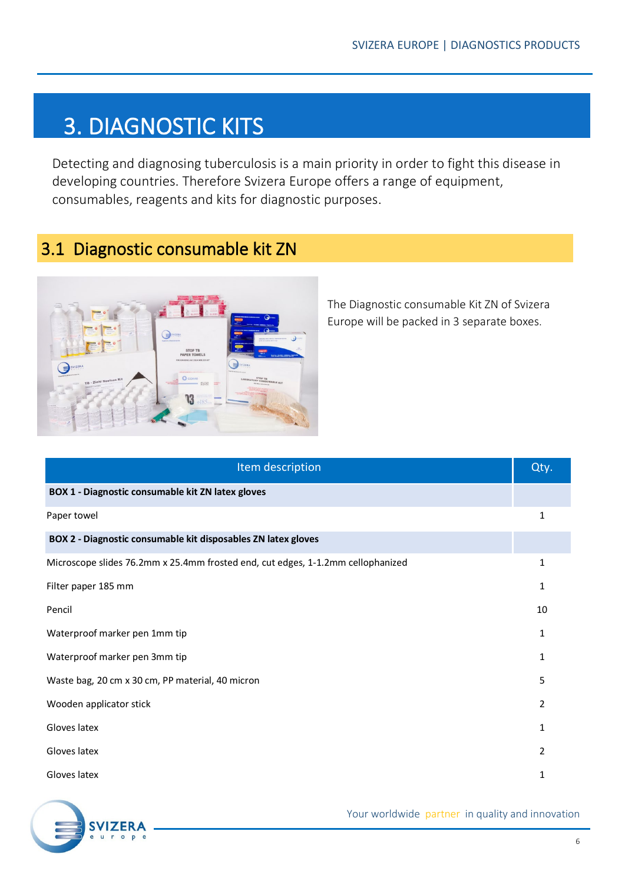# 3. DIAGNOSTIC KITS

Detecting and diagnosing tuberculosis is a main priority in order to fight this disease in developing countries. Therefore Svizera Europe offers a range of equipment, consumables, reagents and kits for diagnostic purposes.

## 3.1 Diagnostic consumable kit ZN

The Diagnostic consumable Kit ZN of Svizera Europe will be packed in 3 separate boxes.

| Item description | Qty. |
|---|---|
| **BOX 1 - Diagnostic consumable kit ZN latex gloves** | |
| Paper towel | 1 |
| **BOX 2 - Diagnostic consumable kit disposables ZN latex gloves** | |
| Microscope slides 76.2mm x 25.4mm frosted end, cut edges, 1-1.2mm cellophanized | 1 |
| Filter paper 185 mm | 1 |
| Pencil | 10 |
| Waterproof marker pen 1mm tip | 1 |
| Waterproof marker pen 3mm tip | 1 |
| Waste bag, 20 cm x 30 cm, PP material, 40 micron | 5 |
| Wooden applicator stick | 2 |
| Gloves latex | 1 |
| Gloves latex | 2 |
| Gloves latex | 1 |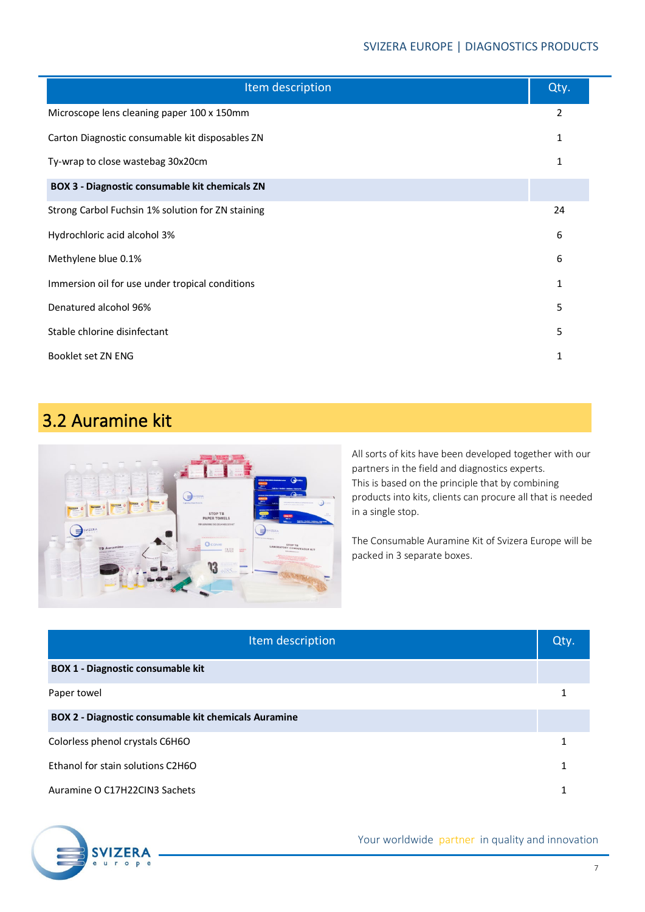| Item description | Qty. |
|---|---|
| Microscope lens cleaning paper 100 x 150mm | 2 |
| Carton Diagnostic consumable kit disposables ZN | 1 |
| Ty-wrap to close wastebag 30x20cm | 1 |
| **BOX 3 - Diagnostic consumable kit chemicals ZN** | |
| Strong Carbol Fuchsin 1% solution for ZN staining | 24 |
| Hydrochloric acid alcohol 3% | 6 |
| Methylene blue 0.1% | 6 |
| Immersion oil for use under tropical conditions | 1 |
| Denatured alcohol 96% | 5 |
| Stable chlorine disinfectant | 5 |
| Booklet set ZN ENG | 1 |

## 3.2 Auramine kit

All sorts of kits have been developed together with our partners in the field and diagnostics experts. This is based on the principle that by combining products into kits, clients can procure all that is needed in a single stop.

The Consumable Auramine Kit of Svizera Europe will be packed in 3 separate boxes.

| Item description | Qty. |
|---|---|
| **BOX 1 - Diagnostic consumable kit** | |
| Paper towel | 1 |
| **BOX 2 - Diagnostic consumable kit chemicals Auramine** | |
| Colorless phenol crystals $C_6H_6O$ | 1 |
| Ethanol for stain solutions $C_2H_6O$ | 1 |
| Auramine O $C_{17}H_{22}ClN_3$ Sachets | 1 |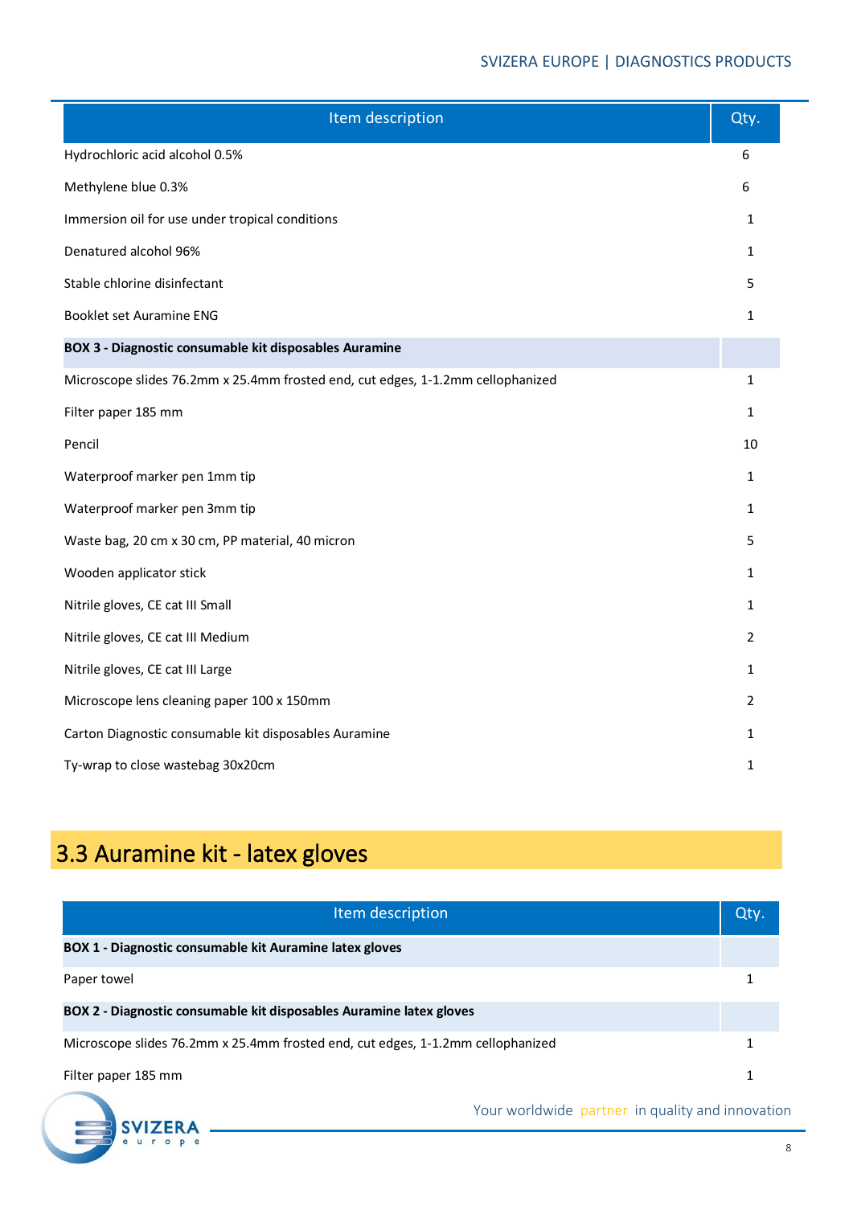| Item description | Qty. |
| --- | --- |
| Hydrochloric acid alcohol 0.5% | 6 |
| Methylene blue 0.3% | 6 |
| Immersion oil for use under tropical conditions | 1 |
| Denatured alcohol 96% | 1 |
| Stable chlorine disinfectant | 5 |
| Booklet set Auramine ENG | 1 |
| **BOX 3 - Diagnostic consumable kit disposables Auramine** | |
| Microscope slides 76.2mm x 25.4mm frosted end, cut edges, 1-1.2mm cellophanized | 1 |
| Filter paper 185 mm | 1 |
| Pencil | 10 |
| Waterproof marker pen 1mm tip | 1 |
| Waterproof marker pen 3mm tip | 1 |
| Waste bag, 20 cm x 30 cm, PP material, 40 micron | 5 |
| Wooden applicator stick | 1 |
| Nitrile gloves, CE cat III Small | 1 |
| Nitrile gloves, CE cat III Medium | 2 |
| Nitrile gloves, CE cat III Large | 1 |
| Microscope lens cleaning paper 100 x 150mm | 2 |
| Carton Diagnostic consumable kit disposables Auramine | 1 |
| Ty-wrap to close wastebag 30x20cm | 1 |

## 3.3 Auramine kit - latex gloves

| Item description | Qty. |
| --- | --- |
| **BOX 1 - Diagnostic consumable kit Auramine latex gloves** | |
| Paper towel | 1 |
| **BOX 2 - Diagnostic consumable kit disposables Auramine latex gloves** | |
| Microscope slides 76.2mm x 25.4mm frosted end, cut edges, 1-1.2mm cellophanized | 1 |
| Filter paper 185 mm | 1 |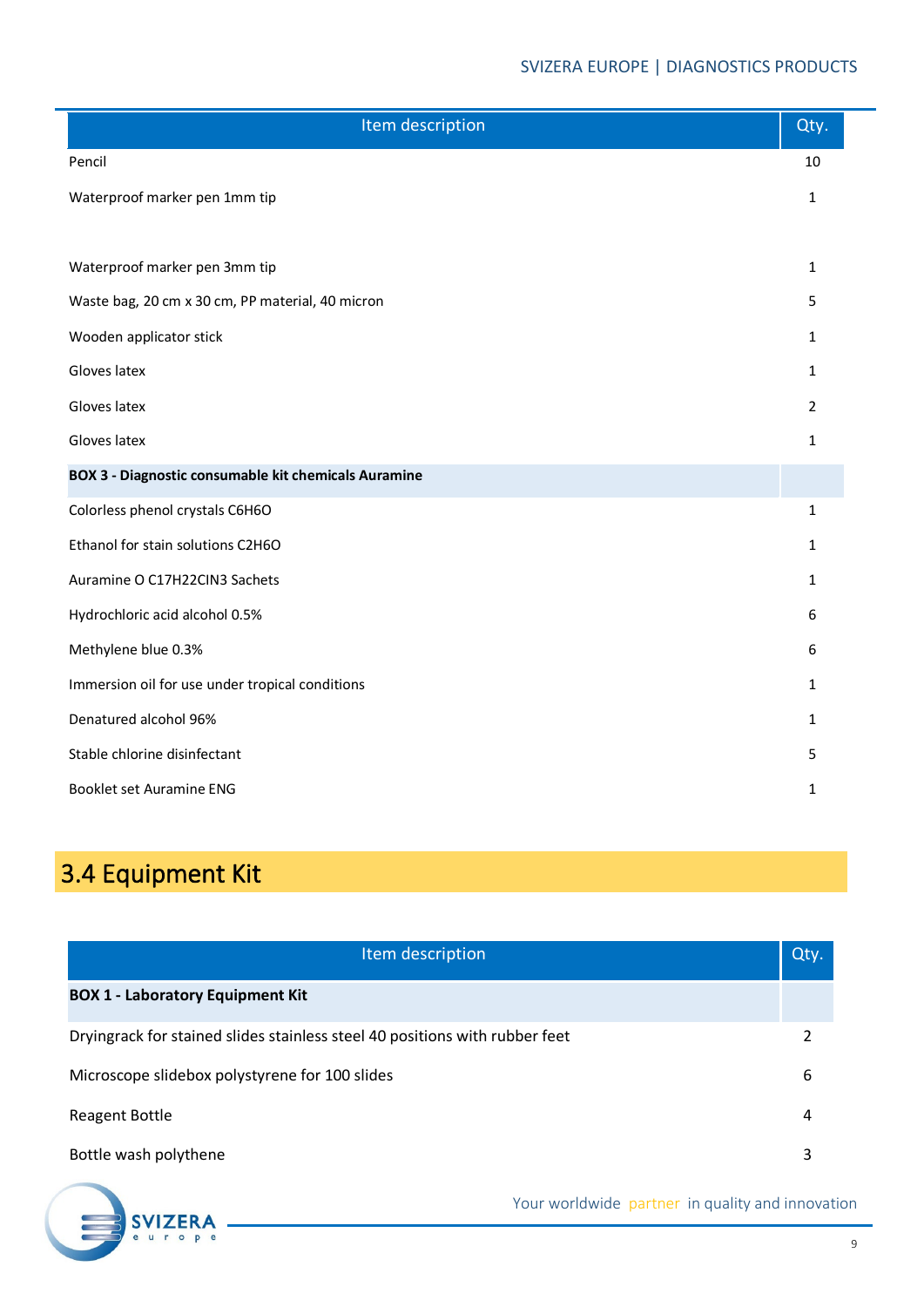| Item description | Qty. |
|---|---|
| Pencil | 10 |
| Waterproof marker pen 1mm tip | 1 |
| Waterproof marker pen 3mm tip | 1 |
| Waste bag, 20 cm x 30 cm, PP material, 40 micron | 5 |
| Wooden applicator stick | 1 |
| Gloves latex | 1 |
| Gloves latex | 2 |
| Gloves latex | 1 |
| **BOX 3 - Diagnostic consumable kit chemicals Auramine** | |
| Colorless phenol crystals $C_6H_6O$ | 1 |
| Ethanol for stain solutions $C_2H_6O$ | 1 |
| Auramine O $C_{17}H_{22}ClN_3$ Sachets | 1 |
| Hydrochloric acid alcohol 0.5% | 6 |
| Methylene blue 0.3% | 6 |
| Immersion oil for use under tropical conditions | 1 |
| Denatured alcohol 96% | 1 |
| Stable chlorine disinfectant | 5 |
| Booklet set Auramine ENG | 1 |

## 3.4 Equipment Kit

| Item description | Qty. |
|---|---|
| **BOX 1 - Laboratory Equipment Kit** | |
| Dryingrack for stained slides stainless steel 40 positions with rubber feet | 2 |
| Microscope slidebox polystyrene for 100 slides | 6 |
| Reagent Bottle | 4 |
| Bottle wash polythene | 3 |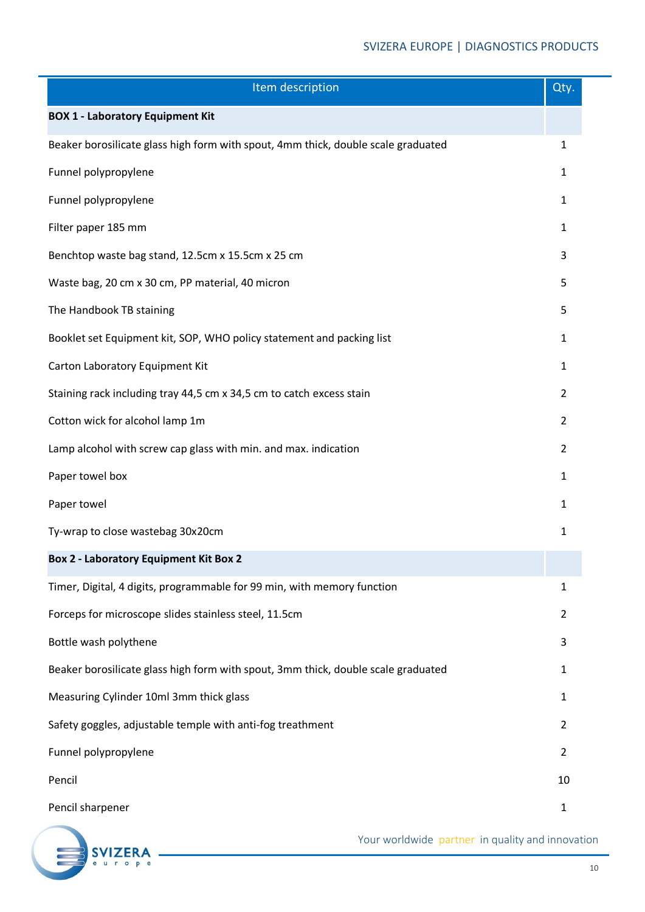| Item description | Qty. |
|---|---|
| **BOX 1 - Laboratory Equipment Kit** | |
| Beaker borosilicate glass high form with spout, 4mm thick, double scale graduated | 1 |
| Funnel polypropylene | 1 |
| Funnel polypropylene | 1 |
| Filter paper 185 mm | 1 |
| Benchtop waste bag stand, 12.5cm x 15.5cm x 25 cm | 3 |
| Waste bag, 20 cm x 30 cm, PP material, 40 micron | 5 |
| The Handbook TB staining | 5 |
| Booklet set Equipment kit, SOP, WHO policy statement and packing list | 1 |
| Carton Laboratory Equipment Kit | 1 |
| Staining rack including tray 44,5 cm x 34,5 cm to catch excess stain | 2 |
| Cotton wick for alcohol lamp 1m | 2 |
| Lamp alcohol with screw cap glass with min. and max. indication | 2 |
| Paper towel box | 1 |
| Paper towel | 1 |
| Ty-wrap to close wastebag 30x20cm | 1 |
| **Box 2 - Laboratory Equipment Kit Box 2** | |
| Timer, Digital, 4 digits, programmable for 99 min, with memory function | 1 |
| Forceps for microscope slides stainless steel, 11.5cm | 2 |
| Bottle wash polythene | 3 |
| Beaker borosilicate glass high form with spout, 3mm thick, double scale graduated | 1 |
| Measuring Cylinder 10ml 3mm thick glass | 1 |
| Safety goggles, adjustable temple with anti-fog treathment | 2 |
| Funnel polypropylene | 2 |
| Pencil | 10 |
| Pencil sharpener | 1 |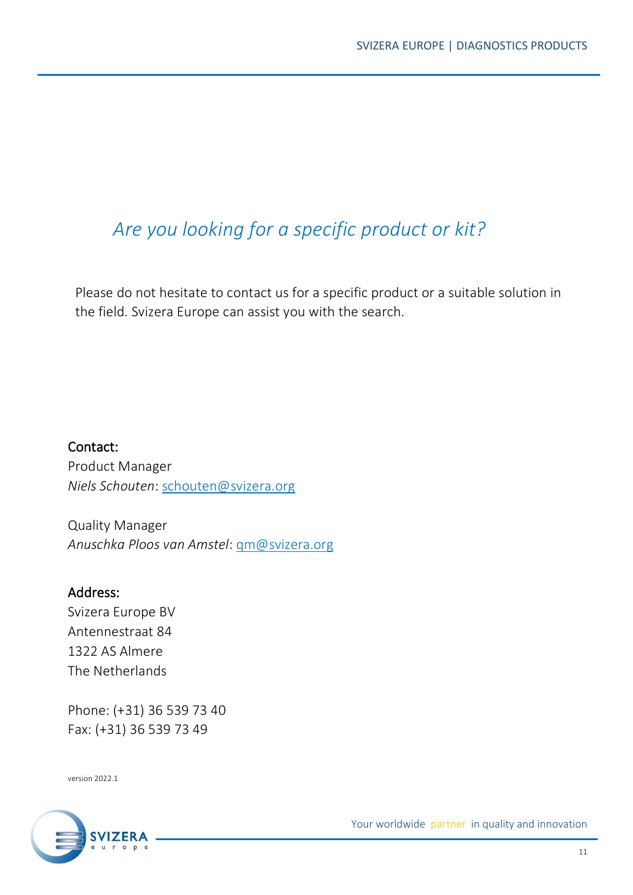# *Are you looking for a specific product or kit?*

Please do not hesitate to contact us for a specific product or a suitable solution in the field. Svizera Europe can assist you with the search.

**Contact:**

Product Manager
*Niels Schouten*: schouten@svizera.org

Quality Manager
*Anuschka Ploos van Amstel*: qm@svizera.org

**Address:**

Svizera Europe BV
Antennestraat 84
1322 AS Almere
The Netherlands

Phone: (+31) 36 539 73 40
Fax: (+31) 36 539 73 49

version 2022.1